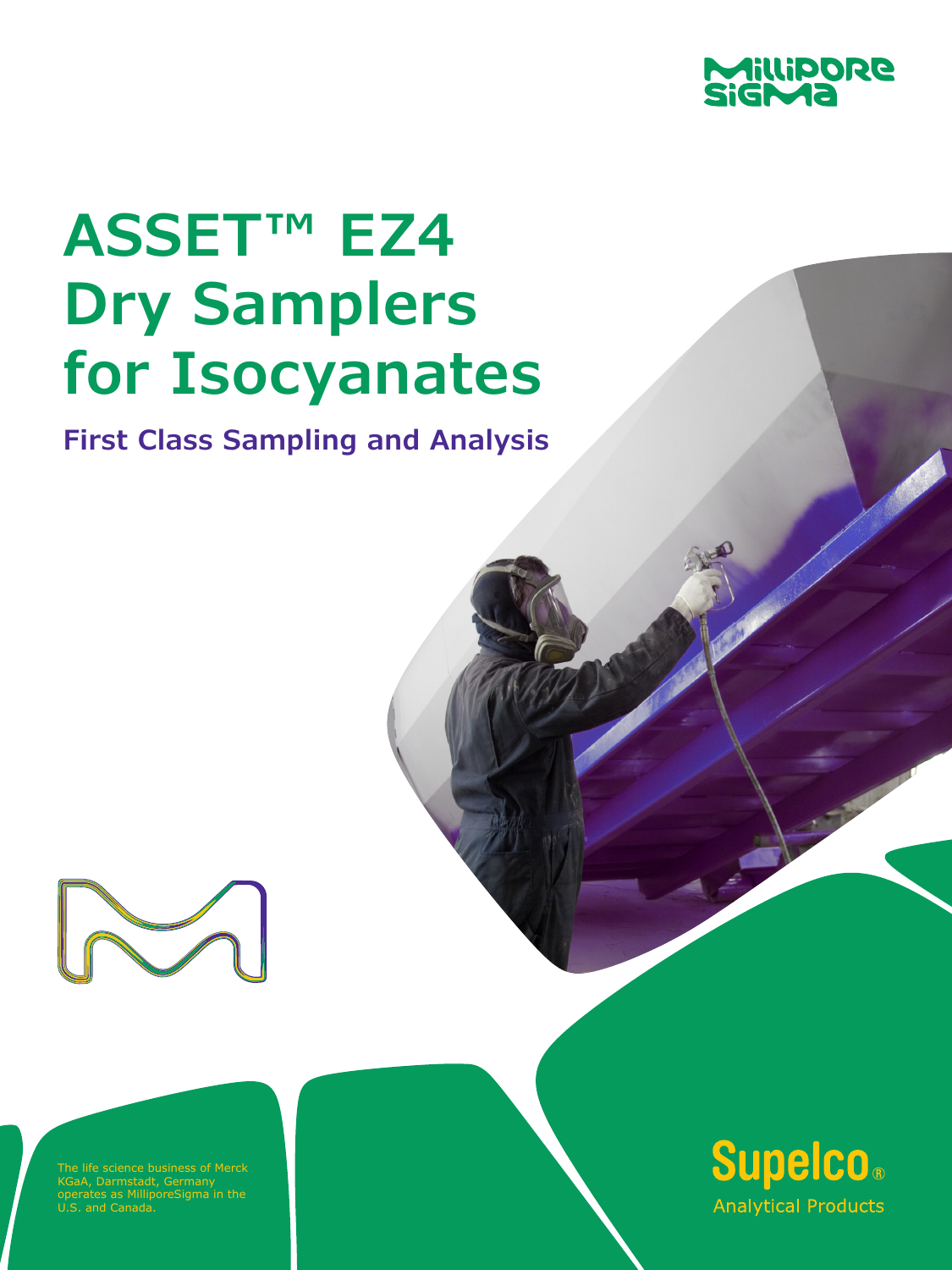MilliporeSigma

# ASSET™ EZ4 Dry Samplers for Isocyanates

## First Class Sampling and Analysis

The life science business of Merck KGaA, Darmstadt, Germany operates as MilliporeSigma in the U.S. and Canada.

Supelco®

Analytical Products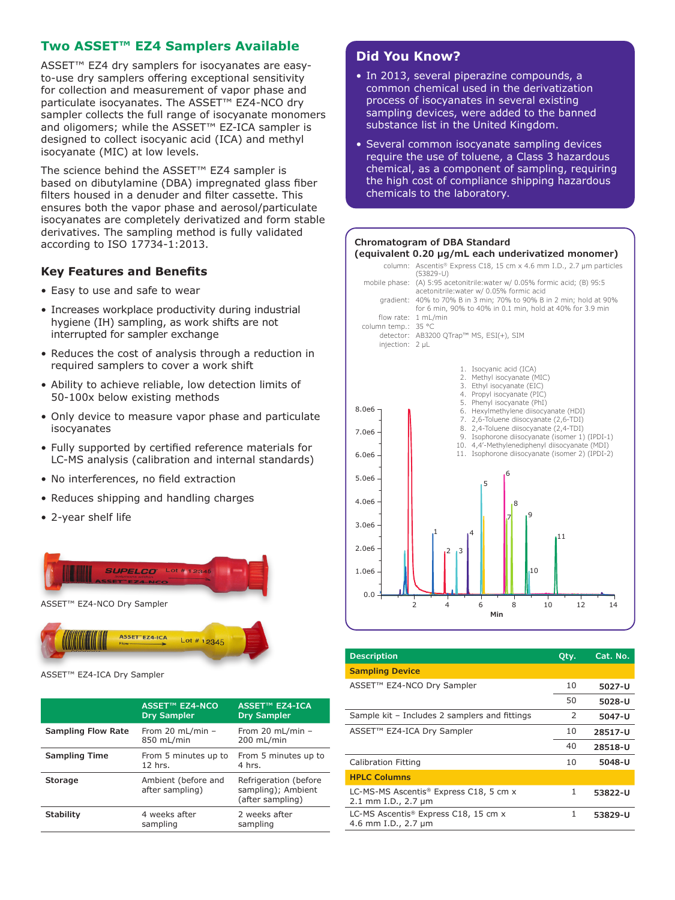## Two ASSET™ EZ4 Samplers Available

ASSET™ EZ4 dry samplers for isocyanates are easy-to-use dry samplers offering exceptional sensitivity for collection and measurement of vapor phase and particulate isocyanates. The ASSET™ EZ4-NCO dry sampler collects the full range of isocyanate monomers and oligomers; while the ASSET™ EZ-ICA sampler is designed to collect isocyanic acid (ICA) and methyl isocyanate (MIC) at low levels.

The science behind the ASSET™ EZ4 sampler is based on dibutylamine (DBA) impregnated glass fiber filters housed in a denuder and filter cassette. This ensures both the vapor phase and aerosol/particulate isocyanates are completely derivatized and form stable derivatives. The sampling method is fully validated according to ISO 17734-1:2013.

### Key Features and Benefits

- Easy to use and safe to wear
- Increases workplace productivity during industrial hygiene (IH) sampling, as work shifts are not interrupted for sampler exchange
- Reduces the cost of analysis through a reduction in required samplers to cover a work shift
- Ability to achieve reliable, low detection limits of 50-100x below existing methods
- Only device to measure vapor phase and particulate isocyanates
- Fully supported by certified reference materials for LC-MS analysis (calibration and internal standards)
- No interferences, no field extraction
- Reduces shipping and handling charges
- 2-year shelf life

ASSET™ EZ4-NCO Dry Sampler

ASSET™ EZ4-ICA Dry Sampler

| | ASSET™ EZ4-NCO Dry Sampler | ASSET™ EZ4-ICA Dry Sampler |
|---|---|---|
| **Sampling Flow Rate** | From 20 mL/min – 850 mL/min | From 20 mL/min – 200 mL/min |
| **Sampling Time** | From 5 minutes up to 12 hrs. | From 5 minutes up to 4 hrs. |
| **Storage** | Ambient (before and after sampling) | Refrigeration (before sampling); Ambient (after sampling) |
| **Stability** | 4 weeks after sampling | 2 weeks after sampling |

## Did You Know?

- In 2013, several piperazine compounds, a common chemical used in the derivatization process of isocyanates in several existing sampling devices, were added to the banned substance list in the United Kingdom.
- Several common isocyanate sampling devices require the use of toluene, a Class 3 hazardous chemical, as a component of sampling, requiring the high cost of compliance shipping hazardous chemicals to the laboratory.

### Chromatogram of DBA Standard (equivalent 0.20 µg/mL each underivatized monomer)

column: Ascentis® Express C18, 15 cm x 4.6 mm I.D., 2.7 µm particles (53829-U)
mobile phase: (A) 5:95 acetonitrile:water w/ 0.05% formic acid; (B) 95:5 acetonitrile:water w/ 0.05% formic acid
gradient: 40% to 70% B in 3 min; 70% to 90% B in 2 min; hold at 90% for 6 min, 90% to 40% in 0.1 min, hold at 40% for 3.9 min
flow rate: 1 mL/min
column temp.: 35 °C
detector: AB3200 QTrap™ MS, ESI(+), SIM
injection: 2 µL

1. Isocyanic acid (ICA)
2. Methyl isocyanate (MIC)
3. Ethyl isocyanate (EIC)
4. Propyl isocyanate (PIC)
5. Phenyl isocyanate (PhI)
6. Hexylmethylene diisocyanate (HDI)
7. 2,6-Toluene diisocyanate (2,6-TDI)
8. 2,4-Toluene diisocyanate (2,4-TDI)
9. Isophorone diisocyanate (isomer 1) (IPDI-1)
10. 4,4'-Methylenediphenyl diisocyanate (MDI)
11. Isophorone diisocyanate (isomer 2) (IPDI-2)

| Description | Qty. | Cat. No. |
|---|---|---|
| **Sampling Device** | | |
| ASSET™ EZ4-NCO Dry Sampler | 10 | **5027-U** |
| | 50 | **5028-U** |
| Sample kit – Includes 2 samplers and fittings | 2 | **5047-U** |
| ASSET™ EZ4-ICA Dry Sampler | 10 | **28517-U** |
| | 40 | **28518-U** |
| Calibration Fitting | 10 | **5048-U** |
| **HPLC Columns** | | |
| LC-MS-MS Ascentis® Express C18, 5 cm x 2.1 mm I.D., 2.7 µm | 1 | **53822-U** |
| LC-MS Ascentis® Express C18, 15 cm x 4.6 mm I.D., 2.7 µm | 1 | **53829-U** |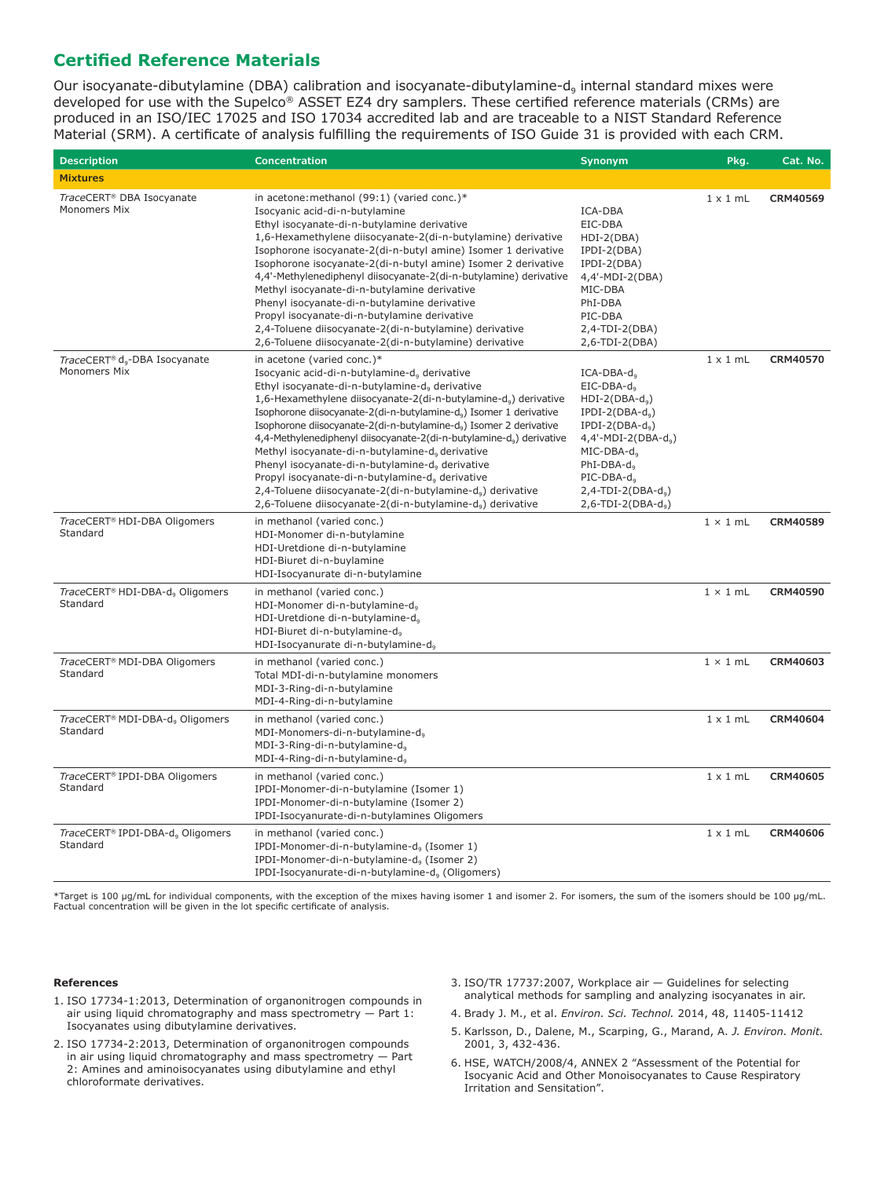## Certified Reference Materials

Our isocyanate-dibutylamine (DBA) calibration and isocyanate-dibutylamine-$d_9$ internal standard mixes were developed for use with the Supelco® ASSET EZ4 dry samplers. These certified reference materials (CRMs) are produced in an ISO/IEC 17025 and ISO 17034 accredited lab and are traceable to a NIST Standard Reference Material (SRM). A certificate of analysis fulfilling the requirements of ISO Guide 31 is provided with each CRM.

| Description | Concentration | Synonym | Pkg. | Cat. No. |
|---|---|---|---|---|
| **Mixtures** | | | | |
| *Trace*CERT® DBA Isocyanate Monomers Mix | in acetone:methanol (99:1) (varied conc.)*<br>Isocyanic acid-di-n-butylamine<br>Ethyl isocyanate-di-n-butylamine derivative<br>1,6-Hexamethylene diisocyanate-2(di-n-butylamine) derivative<br>Isophorone isocyanate-2(di-n-butyl amine) Isomer 1 derivative<br>Isophorone isocyanate-2(di-n-butyl amine) Isomer 2 derivative<br>4,4'-Methylenediphenyl diisocyanate-2(di-n-butylamine) derivative<br>Methyl isocyanate-di-n-butylamine derivative<br>Phenyl isocyanate-di-n-butylamine derivative<br>Propyl isocyanate-di-n-butylamine derivative<br>2,4-Toluene diisocyanate-2(di-n-butylamine) derivative<br>2,6-Toluene diisocyanate-2(di-n-butylamine) derivative | <br>ICA-DBA<br>EIC-DBA<br>HDI-2(DBA)<br>IPDI-2(DBA)<br>IPDI-2(DBA)<br>4,4'-MDI-2(DBA)<br>MIC-DBA<br>PhI-DBA<br>PIC-DBA<br>2,4-TDI-2(DBA)<br>2,6-TDI-2(DBA) | 1 x 1 mL | **CRM40569** |
| *Trace*CERT® $d_9$-DBA Isocyanate Monomers Mix | in acetone (varied conc.)*<br>Isocyanic acid-di-n-butylamine-$d_9$ derivative<br>Ethyl isocyanate-di-n-butylamine-$d_9$ derivative<br>1,6-Hexamethylene diisocyanate-2(di-n-butylamine-$d_9$) derivative<br>Isophorone diisocyanate-2(di-n-butylamine-$d_9$) Isomer 1 derivative<br>Isophorone diisocyanate-2(di-n-butylamine-$d_9$) Isomer 2 derivative<br>4,4-Methylenediphenyl diisocyanate-2(di-n-butylamine-$d_9$) derivative<br>Methyl isocyanate-di-n-butylamine-$d_9$ derivative<br>Phenyl isocyanate-di-n-butylamine-$d_9$ derivative<br>Propyl isocyanate-di-n-butylamine-$d_9$ derivative<br>2,4-Toluene diisocyanate-2(di-n-butylamine-$d_9$) derivative<br>2,6-Toluene diisocyanate-2(di-n-butylamine-$d_9$) derivative | <br>ICA-DBA-$d_9$<br>EIC-DBA-$d_9$<br>HDI-2(DBA-$d_9$)<br>IPDI-2(DBA-$d_9$)<br>IPDI-2(DBA-$d_9$)<br>4,4'-MDI-2(DBA-$d_9$)<br>MIC-DBA-$d_9$<br>PhI-DBA-$d_9$<br>PIC-DBA-$d_9$<br>2,4-TDI-2(DBA-$d_9$)<br>2,6-TDI-2(DBA-$d_9$) | 1 x 1 mL | **CRM40570** |
| *Trace*CERT® HDI-DBA Oligomers Standard | in methanol (varied conc.)<br>HDI-Monomer di-n-butylamine<br>HDI-Uretdione di-n-butylamine<br>HDI-Biuret di-n-buylamine<br>HDI-Isocyanurate di-n-butylamine | | 1 × 1 mL | **CRM40589** |
| *Trace*CERT® HDI-DBA-$d_9$ Oligomers Standard | in methanol (varied conc.)<br>HDI-Monomer di-n-butylamine-$d_9$<br>HDI-Uretdione di-n-butylamine-$d_9$<br>HDI-Biuret di-n-butylamine-$d_9$<br>HDI-Isocyanurate di-n-butylamine-$d_9$ | | 1 × 1 mL | **CRM40590** |
| *Trace*CERT® MDI-DBA Oligomers Standard | in methanol (varied conc.)<br>Total MDI-di-n-butylamine monomers<br>MDI-3-Ring-di-n-butylamine<br>MDI-4-Ring-di-n-butylamine | | 1 × 1 mL | **CRM40603** |
| *Trace*CERT® MDI-DBA-$d_9$ Oligomers Standard | in methanol (varied conc.)<br>MDI-Monomers-di-n-butylamine-$d_9$<br>MDI-3-Ring-di-n-butylamine-$d_9$<br>MDI-4-Ring-di-n-butylamine-$d_9$ | | 1 x 1 mL | **CRM40604** |
| *Trace*CERT® IPDI-DBA Oligomers Standard | in methanol (varied conc.)<br>IPDI-Monomer-di-n-butylamine (Isomer 1)<br>IPDI-Monomer-di-n-butylamine (Isomer 2)<br>IPDI-Isocyanurate-di-n-butylamines Oligomers | | 1 x 1 mL | **CRM40605** |
| *Trace*CERT® IPDI-DBA-$d_9$ Oligomers Standard | in methanol (varied conc.)<br>IPDI-Monomer-di-n-butylamine-$d_9$ (Isomer 1)<br>IPDI-Monomer-di-n-butylamine-$d_9$ (Isomer 2)<br>IPDI-Isocyanurate-di-n-butylamine-$d_9$ (Oligomers) | | 1 x 1 mL | **CRM40606** |

*Target is 100 µg/mL for individual components, with the exception of the mixes having isomer 1 and isomer 2. For isomers, the sum of the isomers should be 100 µg/mL. Factual concentration will be given in the lot specific certificate of analysis.

**References**

1. ISO 17734-1:2013, Determination of organonitrogen compounds in air using liquid chromatography and mass spectrometry — Part 1: Isocyanates using dibutylamine derivatives.
2. ISO 17734-2:2013, Determination of organonitrogen compounds in air using liquid chromatography and mass spectrometry — Part 2: Amines and aminoisocyanates using dibutylamine and ethyl chloroformate derivatives.
3. ISO/TR 17737:2007, Workplace air — Guidelines for selecting analytical methods for sampling and analyzing isocyanates in air.
4. Brady J. M., et al. *Environ. Sci. Technol.* 2014, 48, 11405-11412
5. Karlsson, D., Dalene, M., Scarping, G., Marand, A. *J. Environ. Monit.* 2001, 3, 432-436.
6. HSE, WATCH/2008/4, ANNEX 2 "Assessment of the Potential for Isocyanic Acid and Other Monoisocyanates to Cause Respiratory Irritation and Sensitation".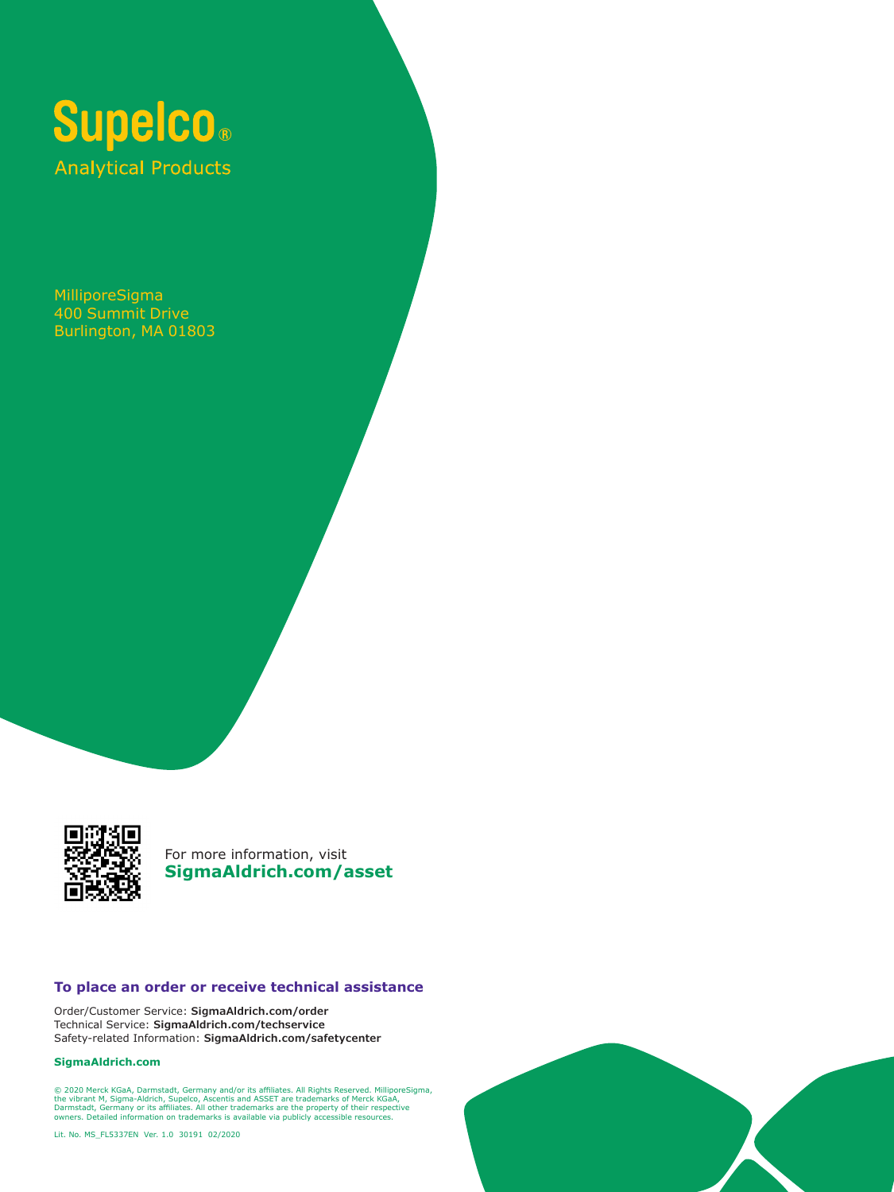**Supelco®**

Analytical Products

MilliporeSigma
400 Summit Drive
Burlington, MA 01803

For more information, visit
**SigmaAldrich.com/asset**

**To place an order or receive technical assistance**

Order/Customer Service: **SigmaAldrich.com/order**
Technical Service: **SigmaAldrich.com/techservice**
Safety-related Information: **SigmaAldrich.com/safetycenter**

**SigmaAldrich.com**

© 2020 Merck KGaA, Darmstadt, Germany and/or its affiliates. All Rights Reserved. MilliporeSigma, the vibrant M, Sigma-Aldrich, Supelco, Ascentis and ASSET are trademarks of Merck KGaA, Darmstadt, Germany or its affiliates. All other trademarks are the property of their respective owners. Detailed information on trademarks is available via publicly accessible resources.

Lit. No. MS_FL5337EN Ver. 1.0 30191 02/2020